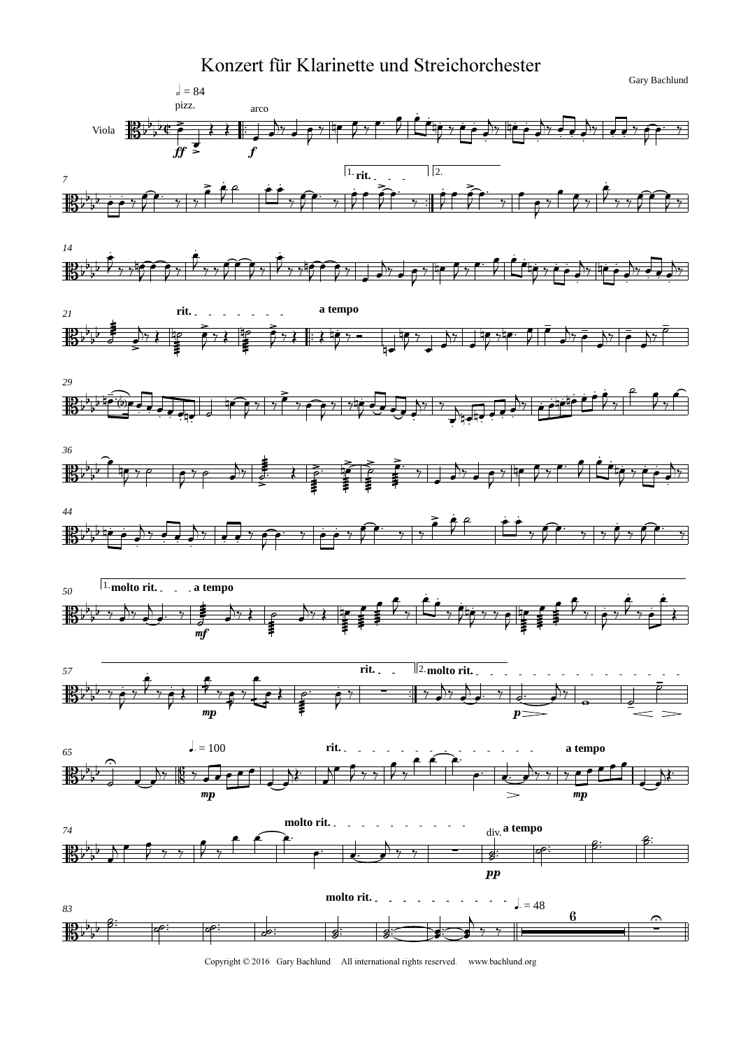# Konzert für Klarinette und Streichorchester

Gary Bachlund

Copyright © 2016 Gary Bachlund All international rights reserved. www.bachlund.org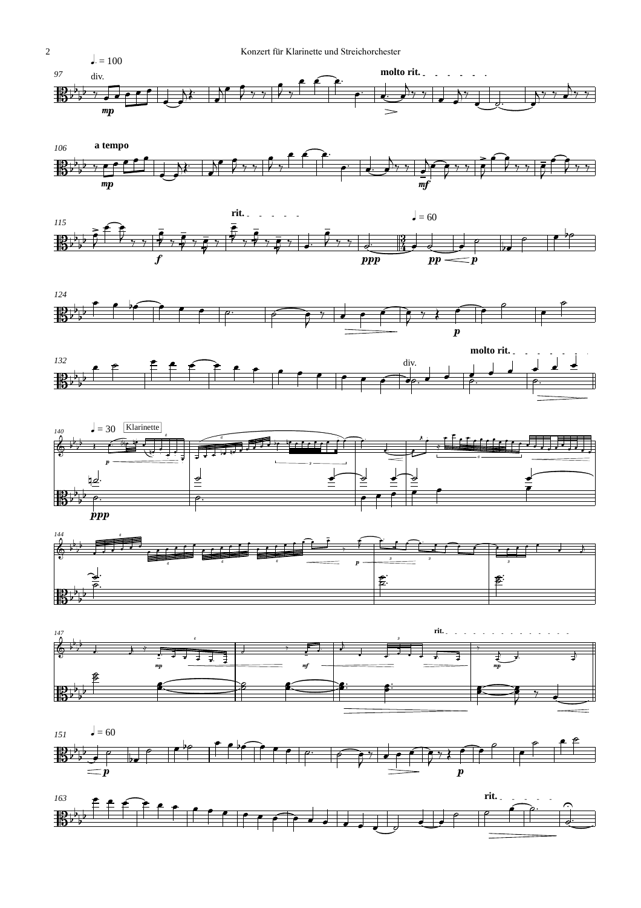♩. = 100

97 div.

*mp*

**molto rit.**

106 **a tempo**

*mp*

*mf*

115

*f*

**rit.**

♩ = 60

*ppp*

*pp* *p*

124

*p*

132

**molto rit.**

div.

140 ♩ = 30 Klarinette

*p*

*ppp*

144

*p*

147

*mp*

*mf*

**rit.**

*mp*

151 ♩ = 60

*p*

*p*

163

**rit.**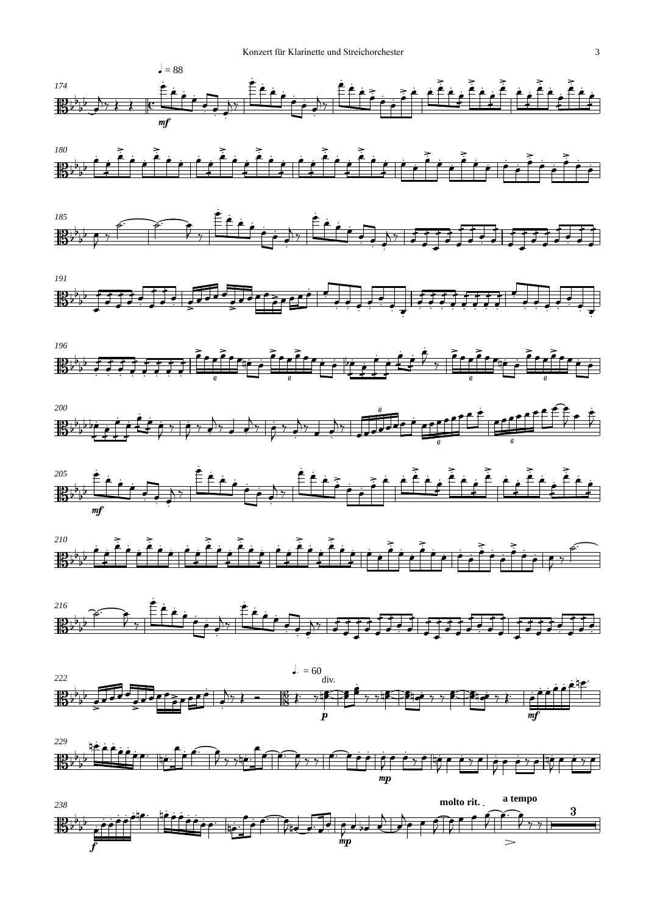♩ = 88

*mf*

*mf*

♩. = 60

div.

*p*

*mf*

*mp*

*f*

*mp*

molto rit.

a tempo

3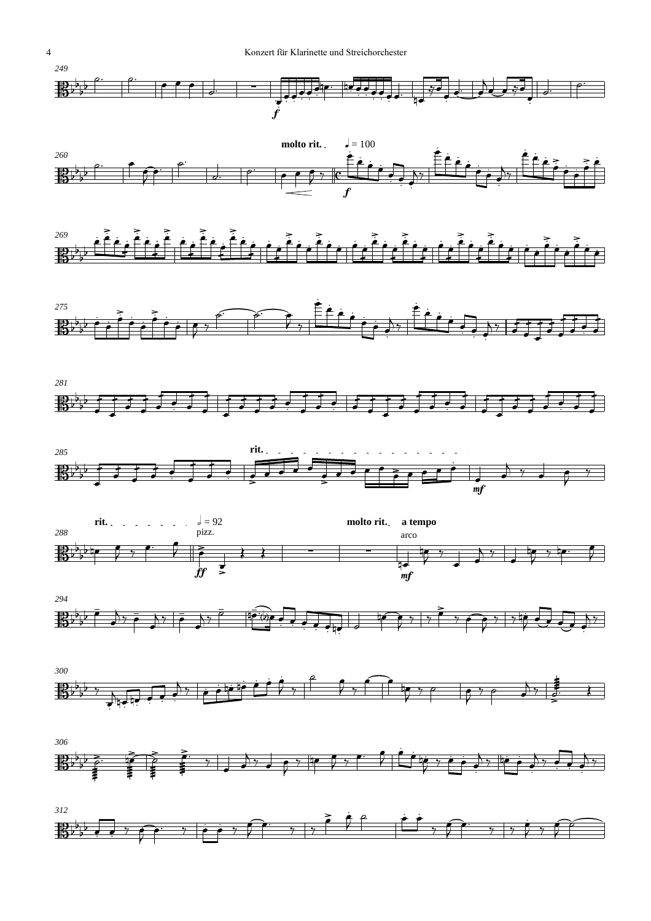249

260

molto rit.

♩ = 100

269

275

281

285

rit.

rit.

𝅗𝅥 = 92

pizz.

molto rit.

a tempo

arco

288

294

300

306

312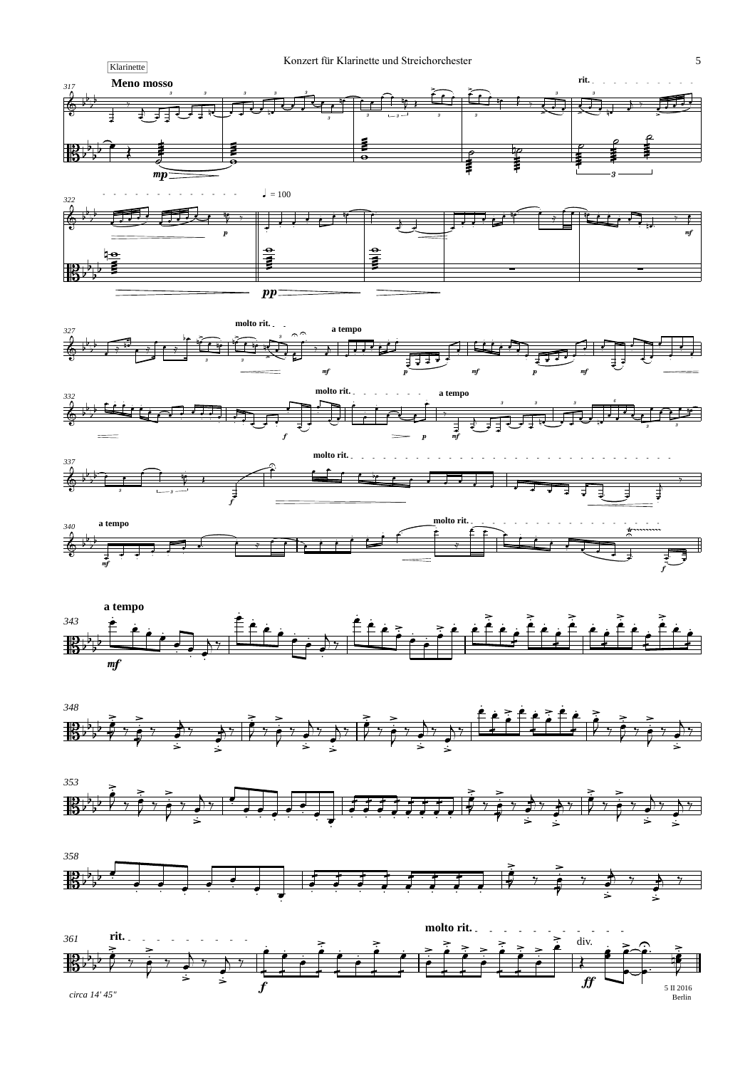Klarinette

Meno mosso

rit.

mp

p

♩ = 100

pp

mf

molto rit.

a tempo

mf

p

mf

p

mf

f

molto rit.

a tempo

p

mf

molto rit.

f

a tempo

mf

molto rit.

f

a tempo

mf

rit.

f

molto rit.

div.

ff

*circa 14' 45"*

5 II 2016
Berlin